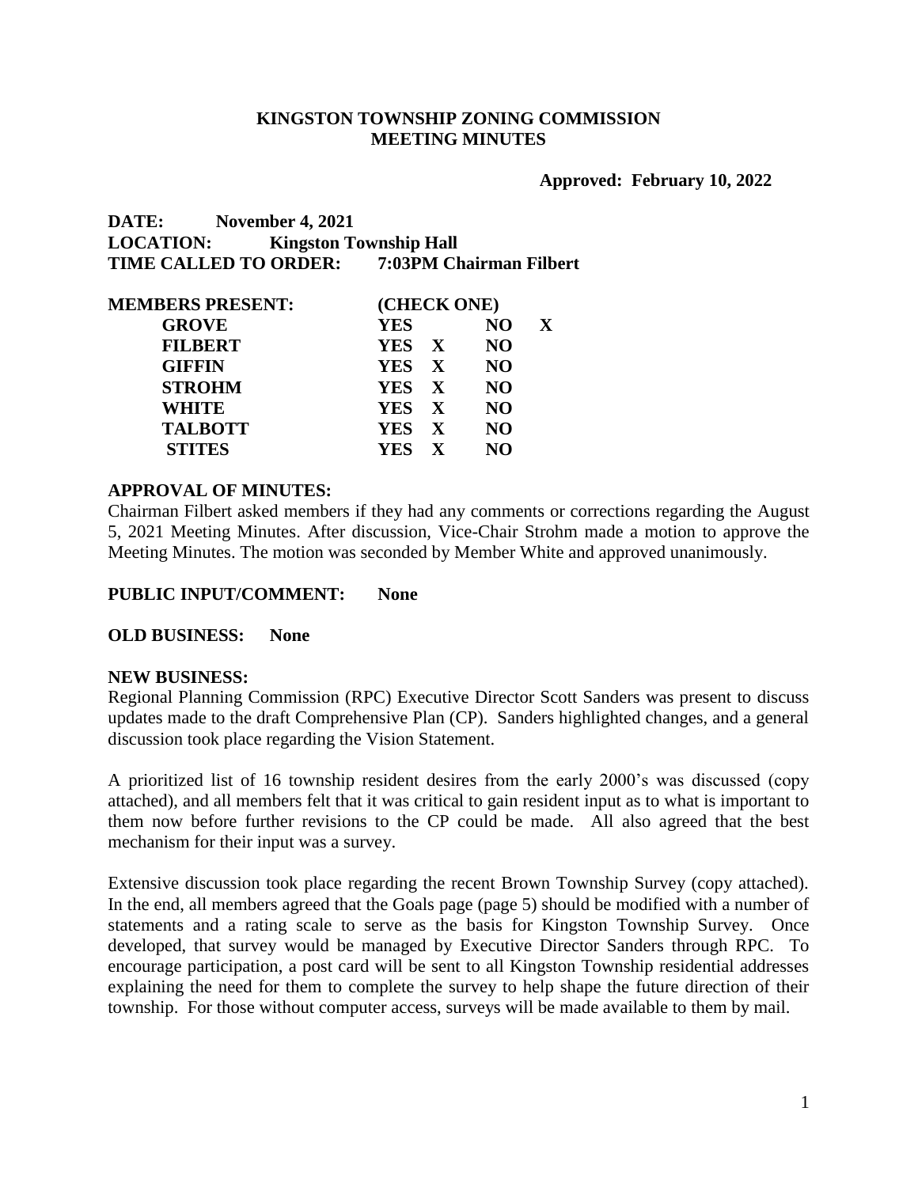**KINGSTON TOWNSHIP ZONING COMMISSION**
**MEETING MINUTES**

**Approved: February 10, 2022**

**DATE:** November 4, 2021
**LOCATION:** Kingston Township Hall
**TIME CALLED TO ORDER:** 7:03PM Chairman Filbert

| MEMBERS PRESENT: | (CHECK ONE) | | | |
|---|---|---|---|---|
| GROVE | YES | | NO | X |
| FILBERT | YES | X | NO | |
| GIFFIN | YES | X | NO | |
| STROHM | YES | X | NO | |
| WHITE | YES | X | NO | |
| TALBOTT | YES | X | NO | |
| STITES | YES | X | NO | |

**APPROVAL OF MINUTES:**
Chairman Filbert asked members if they had any comments or corrections regarding the August 5, 2021 Meeting Minutes. After discussion, Vice-Chair Strohm made a motion to approve the Meeting Minutes. The motion was seconded by Member White and approved unanimously.

**PUBLIC INPUT/COMMENT:** None

**OLD BUSINESS:** None

**NEW BUSINESS:**
Regional Planning Commission (RPC) Executive Director Scott Sanders was present to discuss updates made to the draft Comprehensive Plan (CP). Sanders highlighted changes, and a general discussion took place regarding the Vision Statement.

A prioritized list of 16 township resident desires from the early 2000's was discussed (copy attached), and all members felt that it was critical to gain resident input as to what is important to them now before further revisions to the CP could be made. All also agreed that the best mechanism for their input was a survey.

Extensive discussion took place regarding the recent Brown Township Survey (copy attached). In the end, all members agreed that the Goals page (page 5) should be modified with a number of statements and a rating scale to serve as the basis for Kingston Township Survey. Once developed, that survey would be managed by Executive Director Sanders through RPC. To encourage participation, a post card will be sent to all Kingston Township residential addresses explaining the need for them to complete the survey to help shape the future direction of their township. For those without computer access, surveys will be made available to them by mail.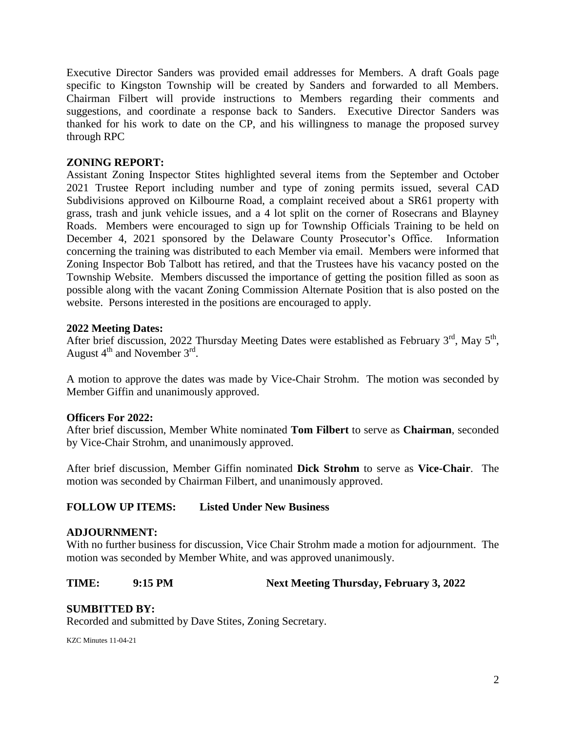Executive Director Sanders was provided email addresses for Members. A draft Goals page specific to Kingston Township will be created by Sanders and forwarded to all Members. Chairman Filbert will provide instructions to Members regarding their comments and suggestions, and coordinate a response back to Sanders. Executive Director Sanders was thanked for his work to date on the CP, and his willingness to manage the proposed survey through RPC

**ZONING REPORT:**

Assistant Zoning Inspector Stites highlighted several items from the September and October 2021 Trustee Report including number and type of zoning permits issued, several CAD Subdivisions approved on Kilbourne Road, a complaint received about a SR61 property with grass, trash and junk vehicle issues, and a 4 lot split on the corner of Rosecrans and Blayney Roads. Members were encouraged to sign up for Township Officials Training to be held on December 4, 2021 sponsored by the Delaware County Prosecutor's Office. Information concerning the training was distributed to each Member via email. Members were informed that Zoning Inspector Bob Talbott has retired, and that the Trustees have his vacancy posted on the Township Website. Members discussed the importance of getting the position filled as soon as possible along with the vacant Zoning Commission Alternate Position that is also posted on the website. Persons interested in the positions are encouraged to apply.

**2022 Meeting Dates:**

After brief discussion, 2022 Thursday Meeting Dates were established as February 3rd, May 5th, August 4th and November 3rd.

A motion to approve the dates was made by Vice-Chair Strohm. The motion was seconded by Member Giffin and unanimously approved.

**Officers For 2022:**

After brief discussion, Member White nominated **Tom Filbert** to serve as **Chairman**, seconded by Vice-Chair Strohm, and unanimously approved.

After brief discussion, Member Giffin nominated **Dick Strohm** to serve as **Vice-Chair**. The motion was seconded by Chairman Filbert, and unanimously approved.

**FOLLOW UP ITEMS: Listed Under New Business**

**ADJOURNMENT:**

With no further business for discussion, Vice Chair Strohm made a motion for adjournment. The motion was seconded by Member White, and was approved unanimously.

**TIME: 9:15 PM Next Meeting Thursday, February 3, 2022**

**SUMBITTED BY:**

Recorded and submitted by Dave Stites, Zoning Secretary.

KZC Minutes 11-04-21